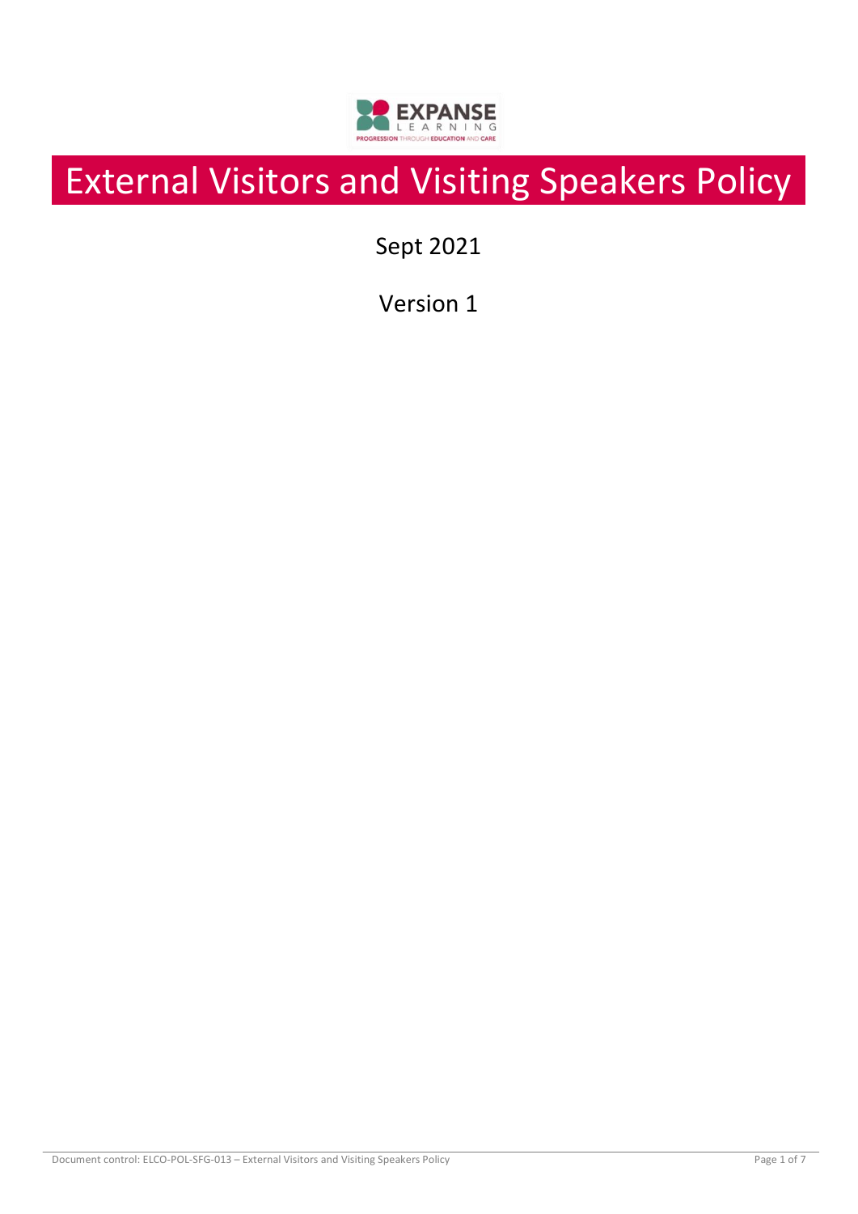# External Visitors and Visiting Speakers Policy

Sept 2021

Version 1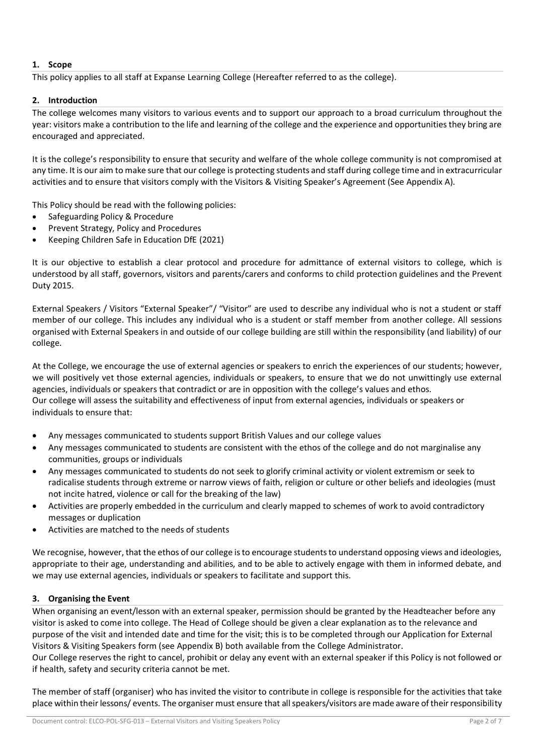## 1. Scope

This policy applies to all staff at Expanse Learning College (Hereafter referred to as the college).

## 2. Introduction

The college welcomes many visitors to various events and to support our approach to a broad curriculum throughout the year: visitors make a contribution to the life and learning of the college and the experience and opportunities they bring are encouraged and appreciated.

It is the college's responsibility to ensure that security and welfare of the whole college community is not compromised at any time. It is our aim to make sure that our college is protecting students and staff during college time and in extracurricular activities and to ensure that visitors comply with the Visitors & Visiting Speaker's Agreement (See Appendix A).

This Policy should be read with the following policies:

- Safeguarding Policy & Procedure
- Prevent Strategy, Policy and Procedures
- Keeping Children Safe in Education DfE (2021)

It is our objective to establish a clear protocol and procedure for admittance of external visitors to college, which is understood by all staff, governors, visitors and parents/carers and conforms to child protection guidelines and the Prevent Duty 2015.

External Speakers / Visitors "External Speaker"/ "Visitor" are used to describe any individual who is not a student or staff member of our college. This includes any individual who is a student or staff member from another college. All sessions organised with External Speakers in and outside of our college building are still within the responsibility (and liability) of our college.

At the College, we encourage the use of external agencies or speakers to enrich the experiences of our students; however, we will positively vet those external agencies, individuals or speakers, to ensure that we do not unwittingly use external agencies, individuals or speakers that contradict or are in opposition with the college's values and ethos.
Our college will assess the suitability and effectiveness of input from external agencies, individuals or speakers or individuals to ensure that:

- Any messages communicated to students support British Values and our college values
- Any messages communicated to students are consistent with the ethos of the college and do not marginalise any communities, groups or individuals
- Any messages communicated to students do not seek to glorify criminal activity or violent extremism or seek to radicalise students through extreme or narrow views of faith, religion or culture or other beliefs and ideologies (must not incite hatred, violence or call for the breaking of the law)
- Activities are properly embedded in the curriculum and clearly mapped to schemes of work to avoid contradictory messages or duplication
- Activities are matched to the needs of students

We recognise, however, that the ethos of our college is to encourage students to understand opposing views and ideologies, appropriate to their age, understanding and abilities, and to be able to actively engage with them in informed debate, and we may use external agencies, individuals or speakers to facilitate and support this.

## 3. Organising the Event

When organising an event/lesson with an external speaker, permission should be granted by the Headteacher before any visitor is asked to come into college. The Head of College should be given a clear explanation as to the relevance and purpose of the visit and intended date and time for the visit; this is to be completed through our Application for External Visitors & Visiting Speakers form (see Appendix B) both available from the College Administrator.
Our College reserves the right to cancel, prohibit or delay any event with an external speaker if this Policy is not followed or if health, safety and security criteria cannot be met.

The member of staff (organiser) who has invited the visitor to contribute in college is responsible for the activities that take place within their lessons/ events. The organiser must ensure that all speakers/visitors are made aware of their responsibility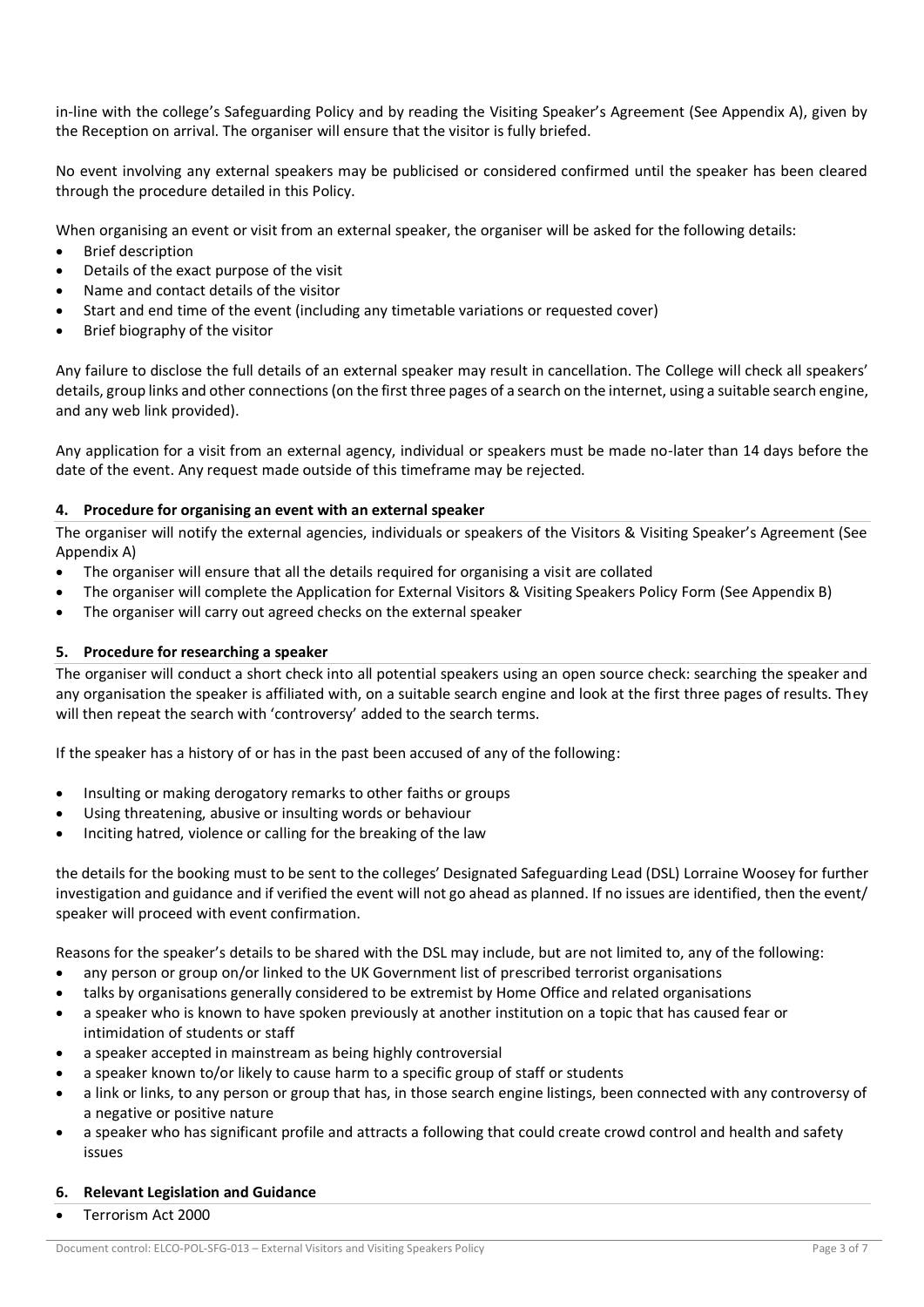in-line with the college's Safeguarding Policy and by reading the Visiting Speaker's Agreement (See Appendix A), given by the Reception on arrival. The organiser will ensure that the visitor is fully briefed.

No event involving any external speakers may be publicised or considered confirmed until the speaker has been cleared through the procedure detailed in this Policy.

When organising an event or visit from an external speaker, the organiser will be asked for the following details:

- Brief description
- Details of the exact purpose of the visit
- Name and contact details of the visitor
- Start and end time of the event (including any timetable variations or requested cover)
- Brief biography of the visitor

Any failure to disclose the full details of an external speaker may result in cancellation. The College will check all speakers' details, group links and other connections (on the first three pages of a search on the internet, using a suitable search engine, and any web link provided).

Any application for a visit from an external agency, individual or speakers must be made no-later than 14 days before the date of the event. Any request made outside of this timeframe may be rejected.

## 4. Procedure for organising an event with an external speaker

The organiser will notify the external agencies, individuals or speakers of the Visitors & Visiting Speaker's Agreement (See Appendix A)

- The organiser will ensure that all the details required for organising a visit are collated
- The organiser will complete the Application for External Visitors & Visiting Speakers Policy Form (See Appendix B)
- The organiser will carry out agreed checks on the external speaker

## 5. Procedure for researching a speaker

The organiser will conduct a short check into all potential speakers using an open source check: searching the speaker and any organisation the speaker is affiliated with, on a suitable search engine and look at the first three pages of results. They will then repeat the search with 'controversy' added to the search terms.

If the speaker has a history of or has in the past been accused of any of the following:

- Insulting or making derogatory remarks to other faiths or groups
- Using threatening, abusive or insulting words or behaviour
- Inciting hatred, violence or calling for the breaking of the law

the details for the booking must to be sent to the colleges' Designated Safeguarding Lead (DSL) Lorraine Woosey for further investigation and guidance and if verified the event will not go ahead as planned. If no issues are identified, then the event/ speaker will proceed with event confirmation.

Reasons for the speaker's details to be shared with the DSL may include, but are not limited to, any of the following:

- any person or group on/or linked to the UK Government list of prescribed terrorist organisations
- talks by organisations generally considered to be extremist by Home Office and related organisations
- a speaker who is known to have spoken previously at another institution on a topic that has caused fear or intimidation of students or staff
- a speaker accepted in mainstream as being highly controversial
- a speaker known to/or likely to cause harm to a specific group of staff or students
- a link or links, to any person or group that has, in those search engine listings, been connected with any controversy of a negative or positive nature
- a speaker who has significant profile and attracts a following that could create crowd control and health and safety issues

## 6. Relevant Legislation and Guidance

- Terrorism Act 2000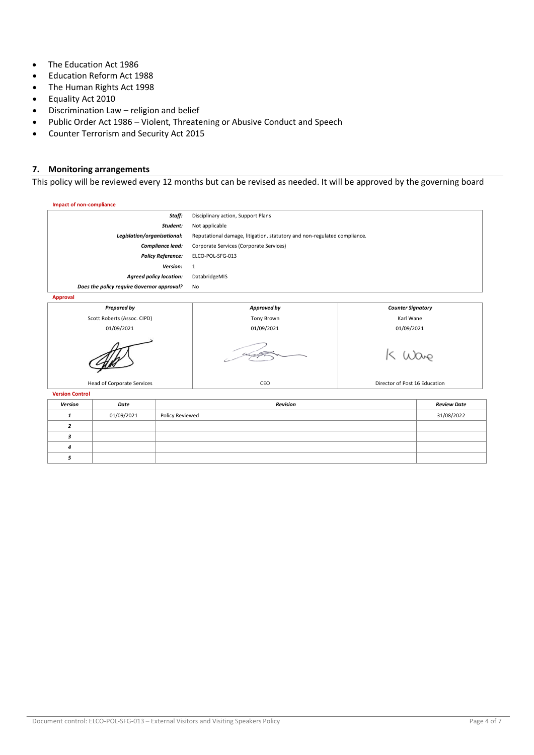- The Education Act 1986
- Education Reform Act 1988
- The Human Rights Act 1998
- Equality Act 2010
- Discrimination Law – religion and belief
- Public Order Act 1986 – Violent, Threatening or Abusive Conduct and Speech
- Counter Terrorism and Security Act 2015

## 7. Monitoring arrangements

This policy will be reviewed every 12 months but can be revised as needed. It will be approved by the governing board

**Impact of non-compliance**

| | |
|---|---|
| ***Staff:*** | Disciplinary action, Support Plans |
| ***Student:*** | Not applicable |
| ***Legislation/organisational:*** | Reputational damage, litigation, statutory and non-regulated compliance. |
| ***Compliance lead:*** | Corporate Services (Corporate Services) |
| ***Policy Reference:*** | ELCO-POL-SFG-013 |
| ***Version:*** | 1 |
| ***Agreed policy location:*** | DatabridgeMIS |
| ***Does the policy require Governor approval?*** | No |

**Approval**

| *Prepared by* | *Approved by* | *Counter Signatory* |
|---|---|---|
| Scott Roberts (Assoc. CIPD) | Tony Brown | Karl Wane |
| 01/09/2021 | 01/09/2021 | 01/09/2021 |
| | | K Wane |
| Head of Corporate Services | CEO | Director of Post 16 Education |

**Version Control**

| *Version* | *Date* | *Revision* | *Review Date* |
|---|---|---|---|
| *1* | 01/09/2021 | Policy Reviewed | 31/08/2022 |
| *2* | | | |
| *3* | | | |
| *4* | | | |
| *5* | | | |

Document control: ELCO-POL-SFG-013 – External Visitors and Visiting Speakers Policy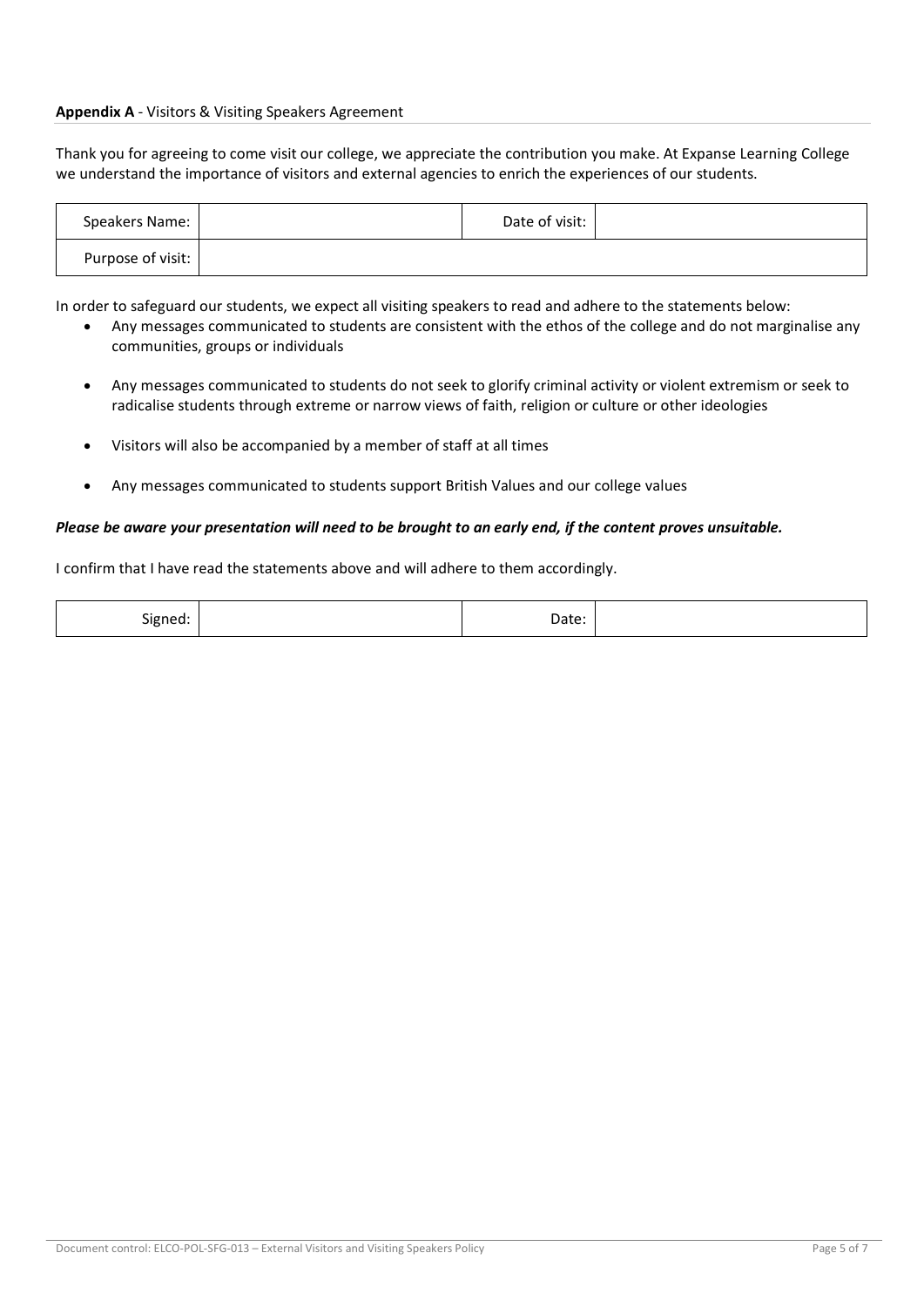**Appendix A** - Visitors & Visiting Speakers Agreement

Thank you for agreeing to come visit our college, we appreciate the contribution you make. At Expanse Learning College we understand the importance of visitors and external agencies to enrich the experiences of our students.

| Speakers Name: | | Date of visit: | |
|---|---|---|---|
| Purpose of visit: | | | |

In order to safeguard our students, we expect all visiting speakers to read and adhere to the statements below:

- Any messages communicated to students are consistent with the ethos of the college and do not marginalise any communities, groups or individuals
- Any messages communicated to students do not seek to glorify criminal activity or violent extremism or seek to radicalise students through extreme or narrow views of faith, religion or culture or other ideologies
- Visitors will also be accompanied by a member of staff at all times
- Any messages communicated to students support British Values and our college values

***Please be aware your presentation will need to be brought to an early end, if the content proves unsuitable.***

I confirm that I have read the statements above and will adhere to them accordingly.

| Signed: | | Date: | |
|---|---|---|---|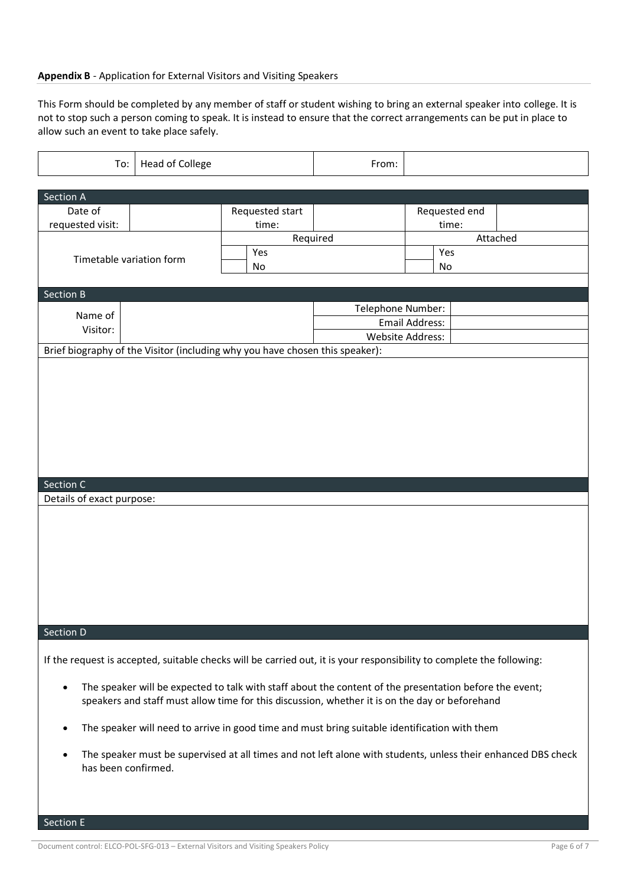**Appendix B** - Application for External Visitors and Visiting Speakers

This Form should be completed by any member of staff or student wishing to bring an external speaker into college. It is not to stop such a person coming to speak. It is instead to ensure that the correct arrangements can be put in place to allow such an event to take place safely.

| To: | Head of College | From: | |
|---|---|---|---|

**Section A**

| Date of requested visit: | | Requested start time: | | Requested end time: | |
|---|---|---|---|---|---|
| Timetable variation form | | Required | | Attached | |
| | | | Yes | | Yes |
| | | | No | | No |

**Section B**

| Name of Visitor: | | Telephone Number: | |
|---|---|---|---|
| | | Email Address: | |
| | | Website Address: | |

Brief biography of the Visitor (including why you have chosen this speaker):

**Section C**

Details of exact purpose:

**Section D**

If the request is accepted, suitable checks will be carried out, it is your responsibility to complete the following:

- The speaker will be expected to talk with staff about the content of the presentation before the event; speakers and staff must allow time for this discussion, whether it is on the day or beforehand
- The speaker will need to arrive in good time and must bring suitable identification with them
- The speaker must be supervised at all times and not left alone with students, unless their enhanced DBS check has been confirmed.

**Section E**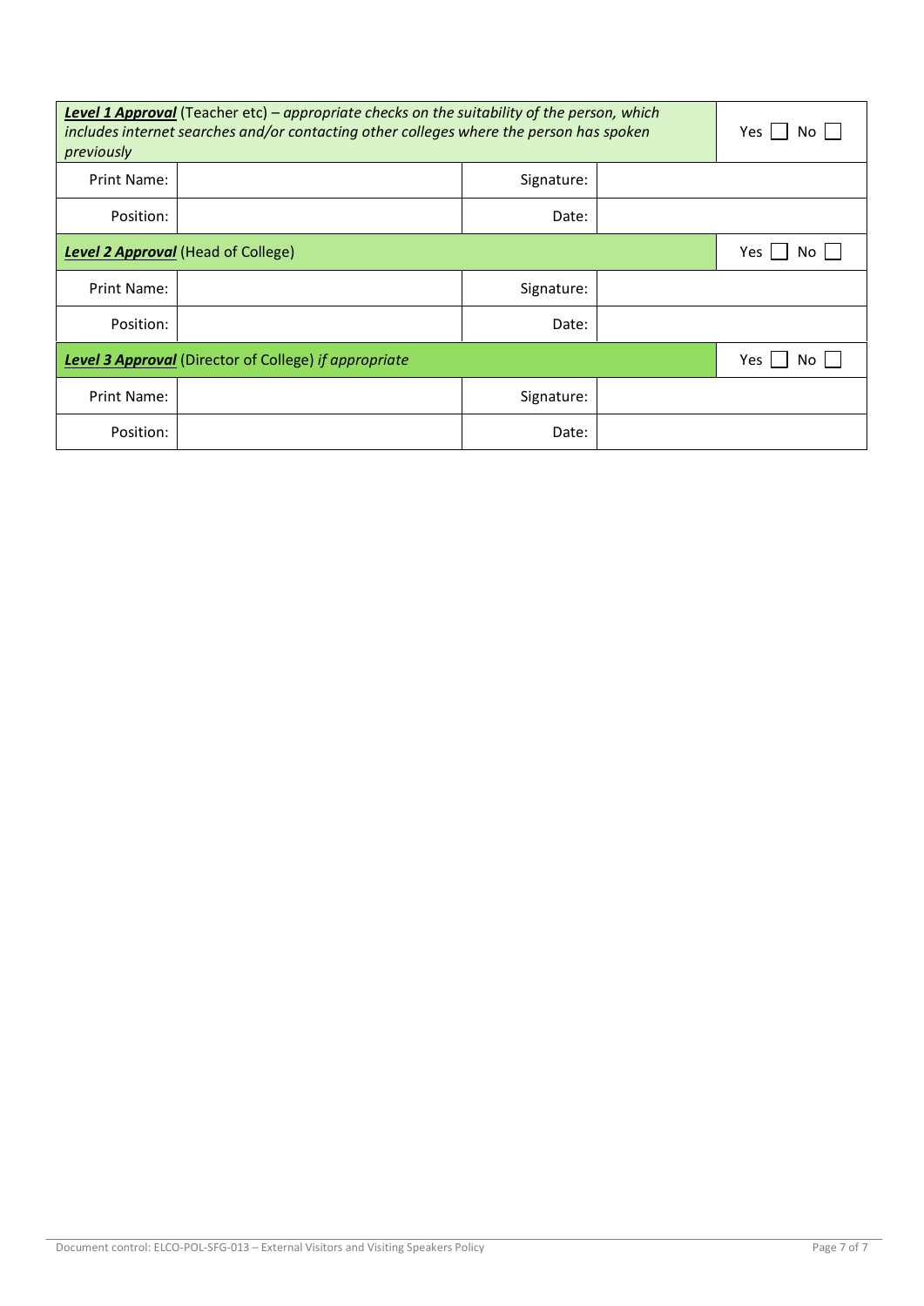| | | | | |
|---|---|---|---|---|
| ***Level 1 Approval*** (Teacher etc) – *appropriate checks on the suitability of the person, which includes internet searches and/or contacting other colleges where the person has spoken previously* | | | | Yes ☐ No ☐ |
| Print Name: | | Signature: | | |
| Position: | | Date: | | |
| ***Level 2 Approval*** (Head of College) | | | | Yes ☐ No ☐ |
| Print Name: | | Signature: | | |
| Position: | | Date: | | |
| ***Level 3 Approval*** (Director of College) *if appropriate* | | | | Yes ☐ No ☐ |
| Print Name: | | Signature: | | |
| Position: | | Date: | | |